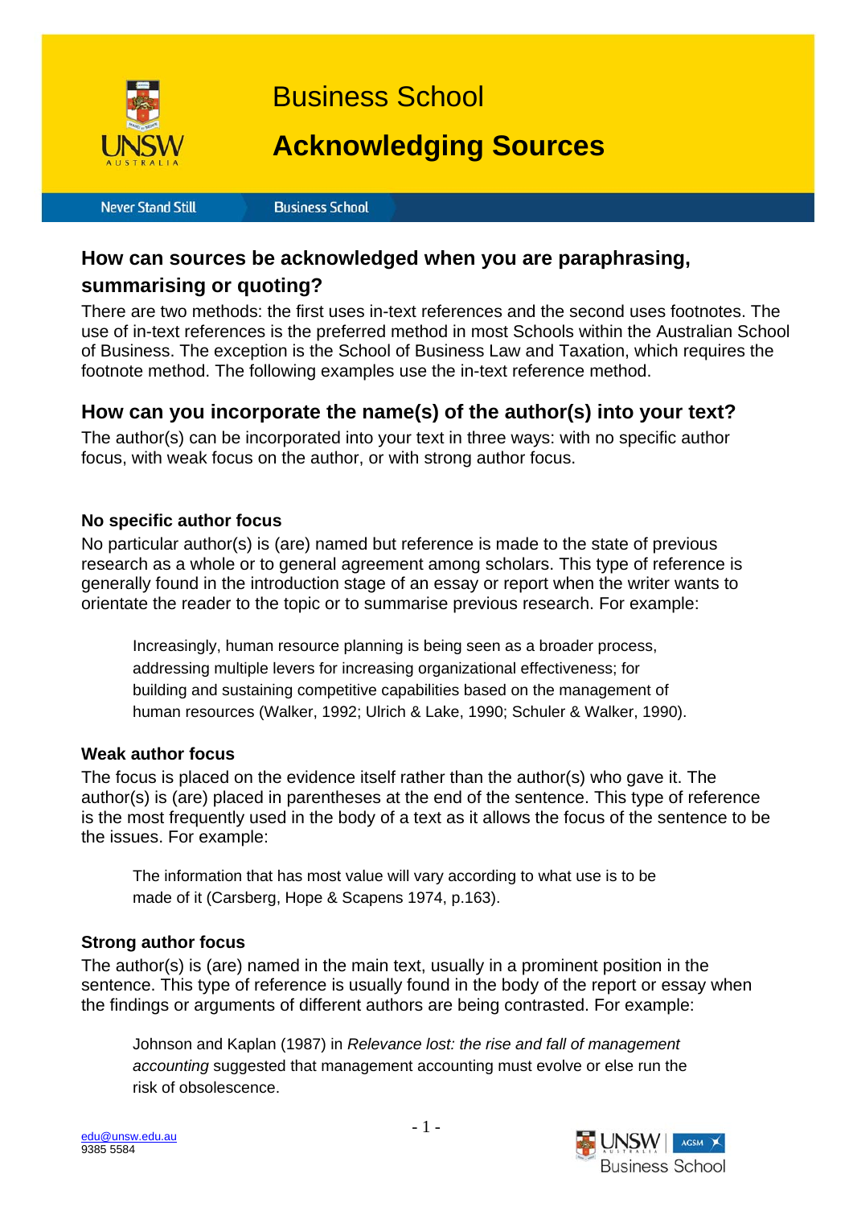# Business School

# Acknowledging Sources

Never Stand Still    Business School

## How can sources be acknowledged when you are paraphrasing, summarising or quoting?

There are two methods: the first uses in-text references and the second uses footnotes. The use of in-text references is the preferred method in most Schools within the Australian School of Business. The exception is the School of Business Law and Taxation, which requires the footnote method. The following examples use the in-text reference method.

## How can you incorporate the name(s) of the author(s) into your text?

The author(s) can be incorporated into your text in three ways: with no specific author focus, with weak focus on the author, or with strong author focus.

### No specific author focus

No particular author(s) is (are) named but reference is made to the state of previous research as a whole or to general agreement among scholars. This type of reference is generally found in the introduction stage of an essay or report when the writer wants to orientate the reader to the topic or to summarise previous research. For example:

> Increasingly, human resource planning is being seen as a broader process, addressing multiple levers for increasing organizational effectiveness; for building and sustaining competitive capabilities based on the management of human resources (Walker, 1992; Ulrich & Lake, 1990; Schuler & Walker, 1990).

### Weak author focus

The focus is placed on the evidence itself rather than the author(s) who gave it. The author(s) is (are) placed in parentheses at the end of the sentence. This type of reference is the most frequently used in the body of a text as it allows the focus of the sentence to be the issues. For example:

> The information that has most value will vary according to what use is to be made of it (Carsberg, Hope & Scapens 1974, p.163).

### Strong author focus

The author(s) is (are) named in the main text, usually in a prominent position in the sentence. This type of reference is usually found in the body of the report or essay when the findings or arguments of different authors are being contrasted. For example:

> Johnson and Kaplan (1987) in *Relevance lost: the rise and fall of management accounting* suggested that management accounting must evolve or else run the risk of obsolescence.

edu@unsw.edu.au
9385 5584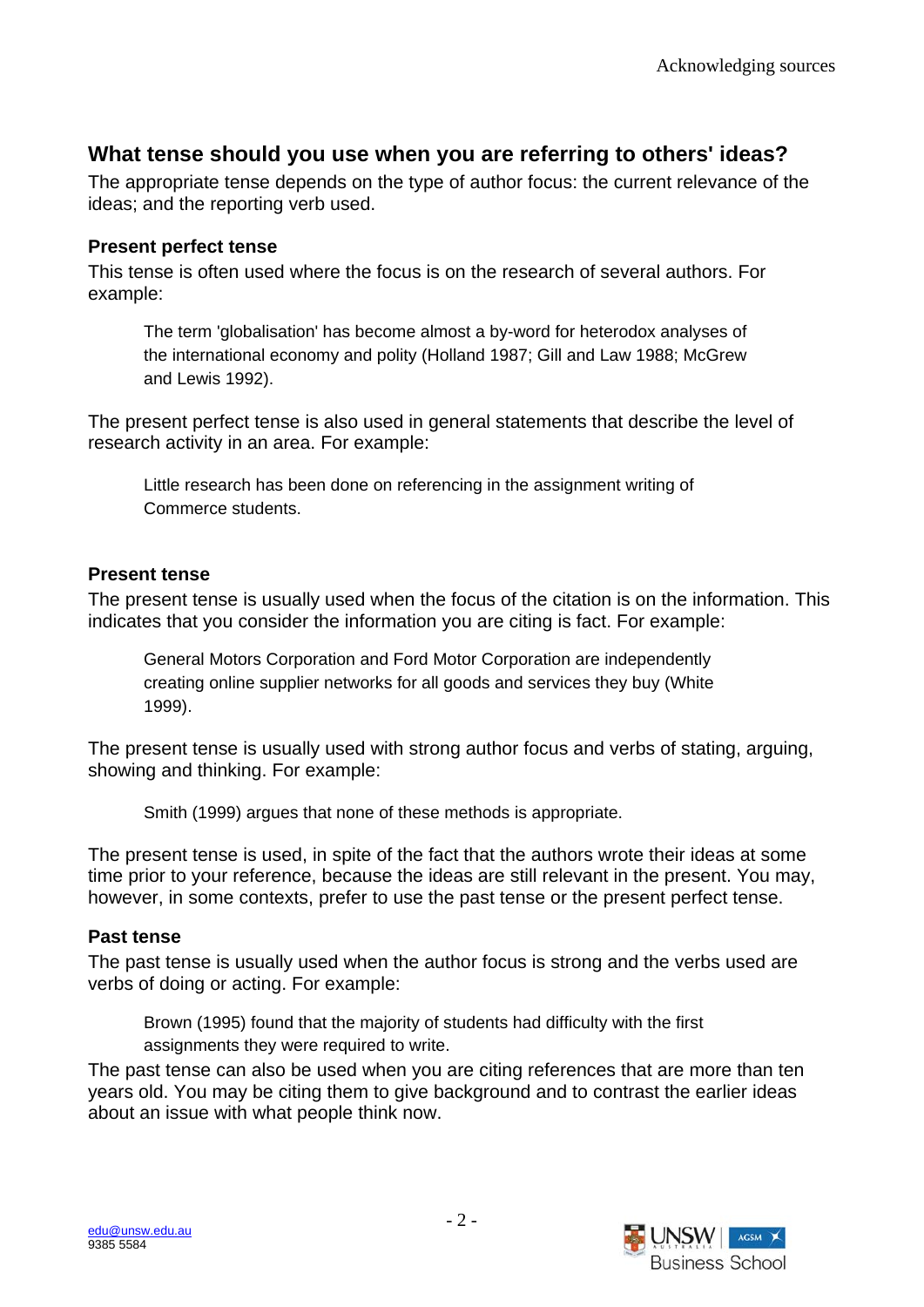## What tense should you use when you are referring to others' ideas?

The appropriate tense depends on the type of author focus: the current relevance of the ideas; and the reporting verb used.

### Present perfect tense

This tense is often used where the focus is on the research of several authors. For example:

> The term 'globalisation' has become almost a by-word for heterodox analyses of the international economy and polity (Holland 1987; Gill and Law 1988; McGrew and Lewis 1992).

The present perfect tense is also used in general statements that describe the level of research activity in an area. For example:

> Little research has been done on referencing in the assignment writing of Commerce students.

### Present tense

The present tense is usually used when the focus of the citation is on the information. This indicates that you consider the information you are citing is fact. For example:

> General Motors Corporation and Ford Motor Corporation are independently creating online supplier networks for all goods and services they buy (White 1999).

The present tense is usually used with strong author focus and verbs of stating, arguing, showing and thinking. For example:

> Smith (1999) argues that none of these methods is appropriate.

The present tense is used, in spite of the fact that the authors wrote their ideas at some time prior to your reference, because the ideas are still relevant in the present. You may, however, in some contexts, prefer to use the past tense or the present perfect tense.

### Past tense

The past tense is usually used when the author focus is strong and the verbs used are verbs of doing or acting. For example:

> Brown (1995) found that the majority of students had difficulty with the first assignments they were required to write.

The past tense can also be used when you are citing references that are more than ten years old. You may be citing them to give background and to contrast the earlier ideas about an issue with what people think now.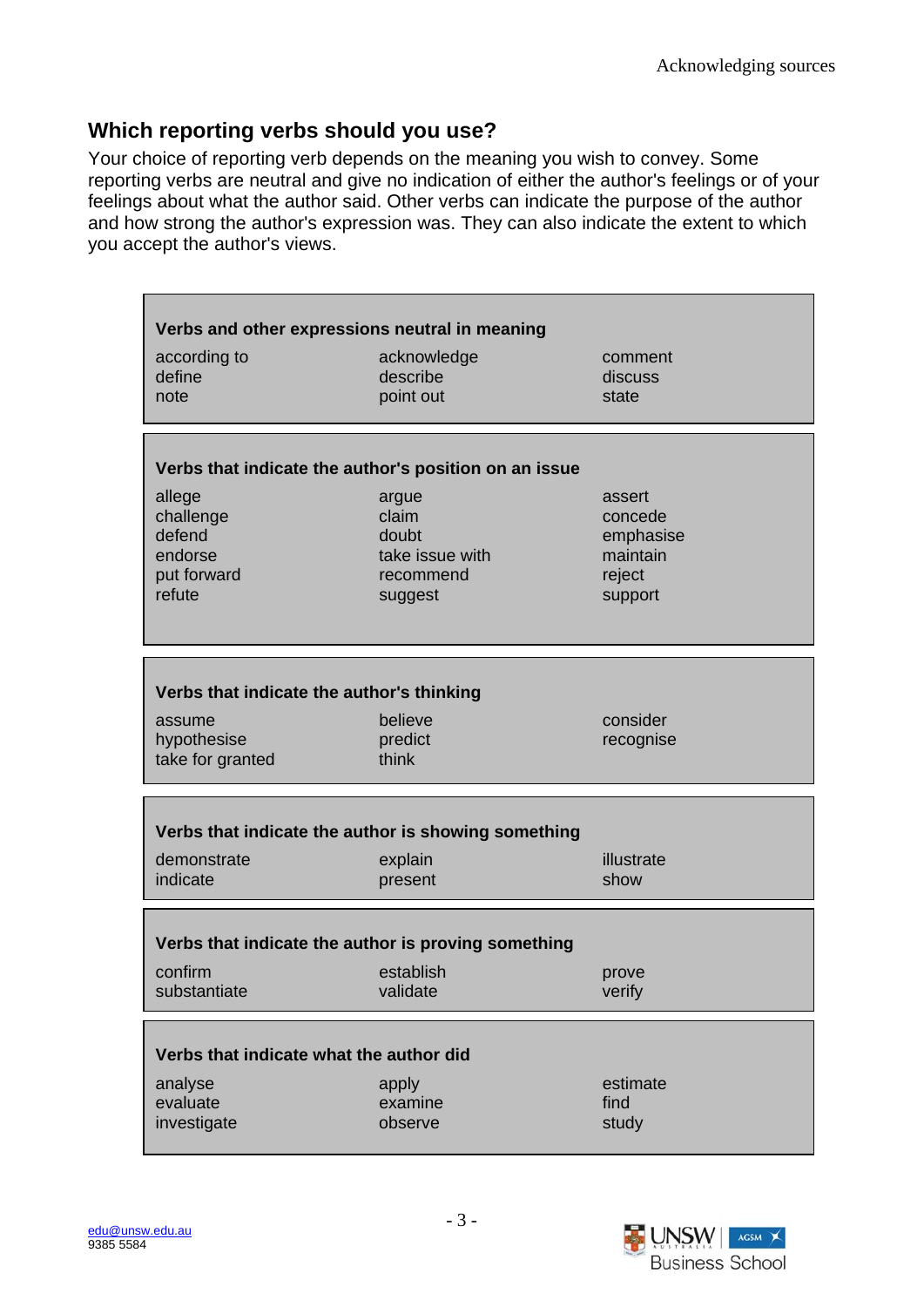## Which reporting verbs should you use?

Your choice of reporting verb depends on the meaning you wish to convey. Some reporting verbs are neutral and give no indication of either the author's feelings or of your feelings about what the author said. Other verbs can indicate the purpose of the author and how strong the author's expression was. They can also indicate the extent to which you accept the author's views.

**Verbs and other expressions neutral in meaning**

| | | |
|---|---|---|
| according to | acknowledge | comment |
| define | describe | discuss |
| note | point out | state |

**Verbs that indicate the author's position on an issue**

| | | |
|---|---|---|
| allege | argue | assert |
| challenge | claim | concede |
| defend | doubt | emphasise |
| endorse | take issue with | maintain |
| put forward | recommend | reject |
| refute | suggest | support |

**Verbs that indicate the author's thinking**

| | | |
|---|---|---|
| assume | believe | consider |
| hypothesise | predict | recognise |
| take for granted | think | |

**Verbs that indicate the author is showing something**

| | | |
|---|---|---|
| demonstrate | explain | illustrate |
| indicate | present | show |

**Verbs that indicate the author is proving something**

| | | |
|---|---|---|
| confirm | establish | prove |
| substantiate | validate | verify |

**Verbs that indicate what the author did**

| | | |
|---|---|---|
| analyse | apply | estimate |
| evaluate | examine | find |
| investigate | observe | study |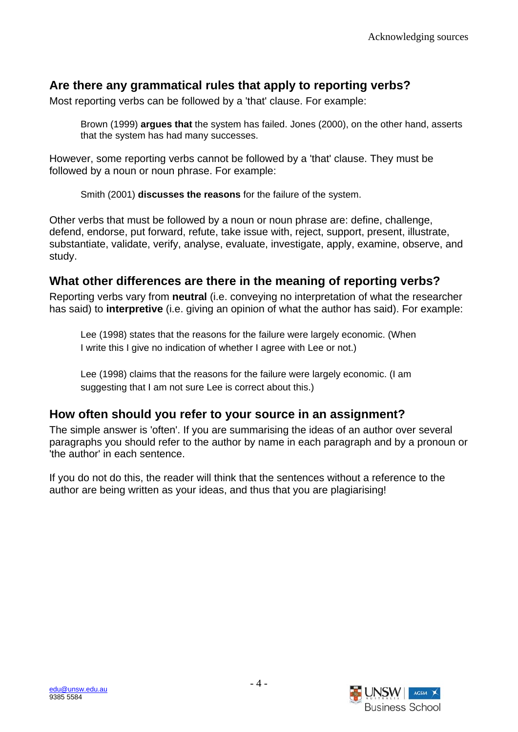## Are there any grammatical rules that apply to reporting verbs?

Most reporting verbs can be followed by a 'that' clause. For example:

> Brown (1999) **argues that** the system has failed. Jones (2000), on the other hand, asserts that the system has had many successes.

However, some reporting verbs cannot be followed by a 'that' clause. They must be followed by a noun or noun phrase. For example:

> Smith (2001) **discusses the reasons** for the failure of the system.

Other verbs that must be followed by a noun or noun phrase are: define, challenge, defend, endorse, put forward, refute, take issue with, reject, support, present, illustrate, substantiate, validate, verify, analyse, evaluate, investigate, apply, examine, observe, and study.

## What other differences are there in the meaning of reporting verbs?

Reporting verbs vary from **neutral** (i.e. conveying no interpretation of what the researcher has said) to **interpretive** (i.e. giving an opinion of what the author has said). For example:

> Lee (1998) states that the reasons for the failure were largely economic. (When I write this I give no indication of whether I agree with Lee or not.)

> Lee (1998) claims that the reasons for the failure were largely economic. (I am suggesting that I am not sure Lee is correct about this.)

## How often should you refer to your source in an assignment?

The simple answer is 'often'. If you are summarising the ideas of an author over several paragraphs you should refer to the author by name in each paragraph and by a pronoun or 'the author' in each sentence.

If you do not do this, the reader will think that the sentences without a reference to the author are being written as your ideas, and thus that you are plagiarising!